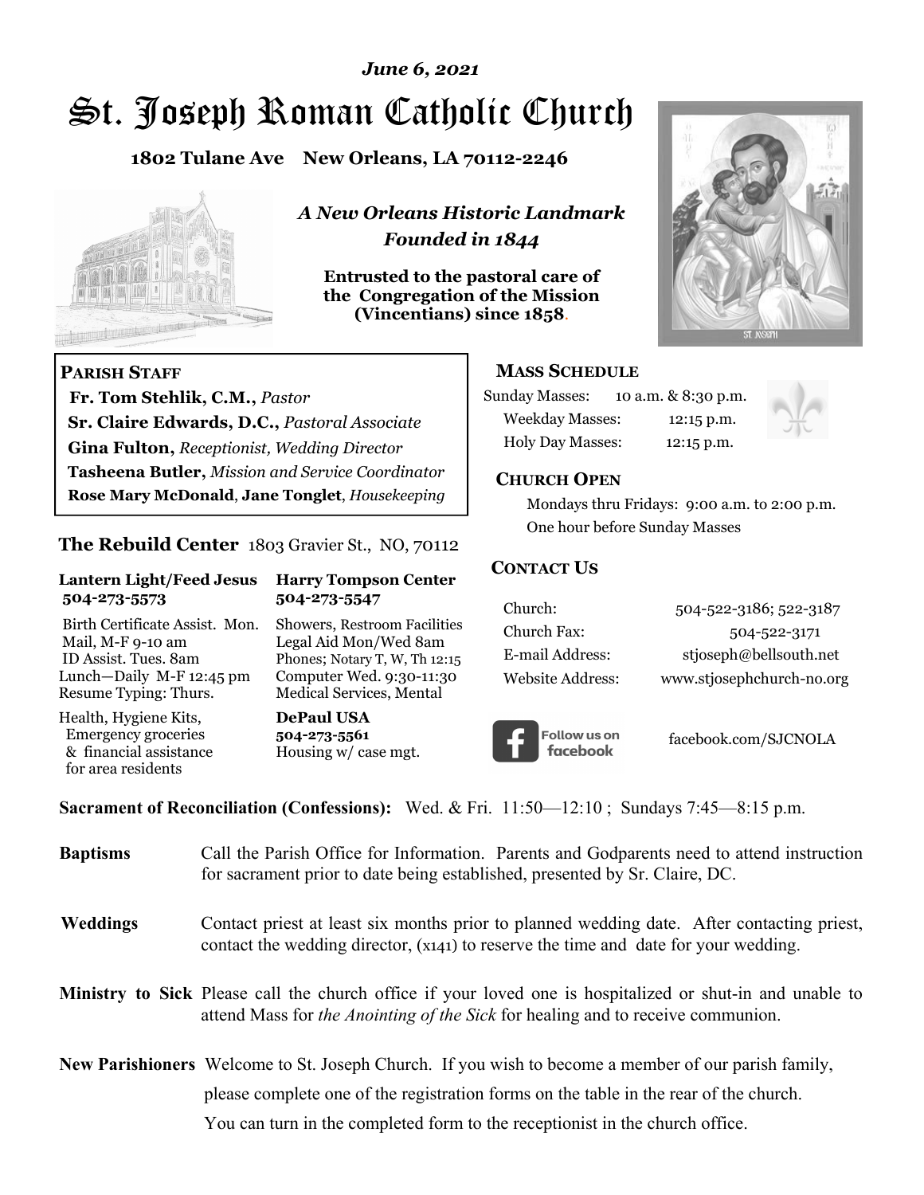*June 6, 2021*

# St. Joseph Roman Catholic Church

**1802 Tulane Ave New Orleans, LA 70112-2246**

***A New Orleans Historic Landmark***
***Founded in 1844***

**Entrusted to the pastoral care of the Congregation of the Mission (Vincentians) since 1858.**

**PARISH STAFF**

**Fr. Tom Stehlik, C.M.,** *Pastor*
**Sr. Claire Edwards, D.C.,** *Pastoral Associate*
**Gina Fulton,** *Receptionist, Wedding Director*
**Tasheena Butler,** *Mission and Service Coordinator*
**Rose Mary McDonald**, **Jane Tonglet**, *Housekeeping*

## The Rebuild Center 1803 Gravier St., NO, 70112

**Lantern Light/Feed Jesus 504-273-5573**

Birth Certificate Assist. Mon.
Mail, M-F 9-10 am
ID Assist. Tues. 8am
Lunch—Daily M-F 12:45 pm
Resume Typing: Thurs.

Health, Hygiene Kits, Emergency groceries & financial assistance for area residents

**Harry Tompson Center 504-273-5547**

Showers, Restroom Facilities
Legal Aid Mon/Wed 8am
Phones; Notary T, W, Th 12:15
Computer Wed. 9:30-11:30
Medical Services, Mental

**DePaul USA 504-273-5561**
Housing w/ case mgt.

**MASS SCHEDULE**

| | |
|---|---|
| Sunday Masses: | 10 a.m. & 8:30 p.m. |
| Weekday Masses: | 12:15 p.m. |
| Holy Day Masses: | 12:15 p.m. |

**CHURCH OPEN**

Mondays thru Fridays: 9:00 a.m. to 2:00 p.m.
One hour before Sunday Masses

**CONTACT US**

| | |
|---|---|
| Church: | 504-522-3186; 522-3187 |
| Church Fax: | 504-522-3171 |
| E-mail Address: | stjoseph@bellsouth.net |
| Website Address: | www.stjosephchurch-no.org |

Follow us on facebook — facebook.com/SJCNOLA

**Sacrament of Reconciliation (Confessions):** Wed. & Fri. 11:50—12:10 ; Sundays 7:45—8:15 p.m.

**Baptisms** Call the Parish Office for Information. Parents and Godparents need to attend instruction for sacrament prior to date being established, presented by Sr. Claire, DC.

**Weddings** Contact priest at least six months prior to planned wedding date. After contacting priest, contact the wedding director, (x141) to reserve the time and date for your wedding.

**Ministry to Sick** Please call the church office if your loved one is hospitalized or shut-in and unable to attend Mass for *the Anointing of the Sick* for healing and to receive communion.

**New Parishioners** Welcome to St. Joseph Church. If you wish to become a member of our parish family, please complete one of the registration forms on the table in the rear of the church. You can turn in the completed form to the receptionist in the church office.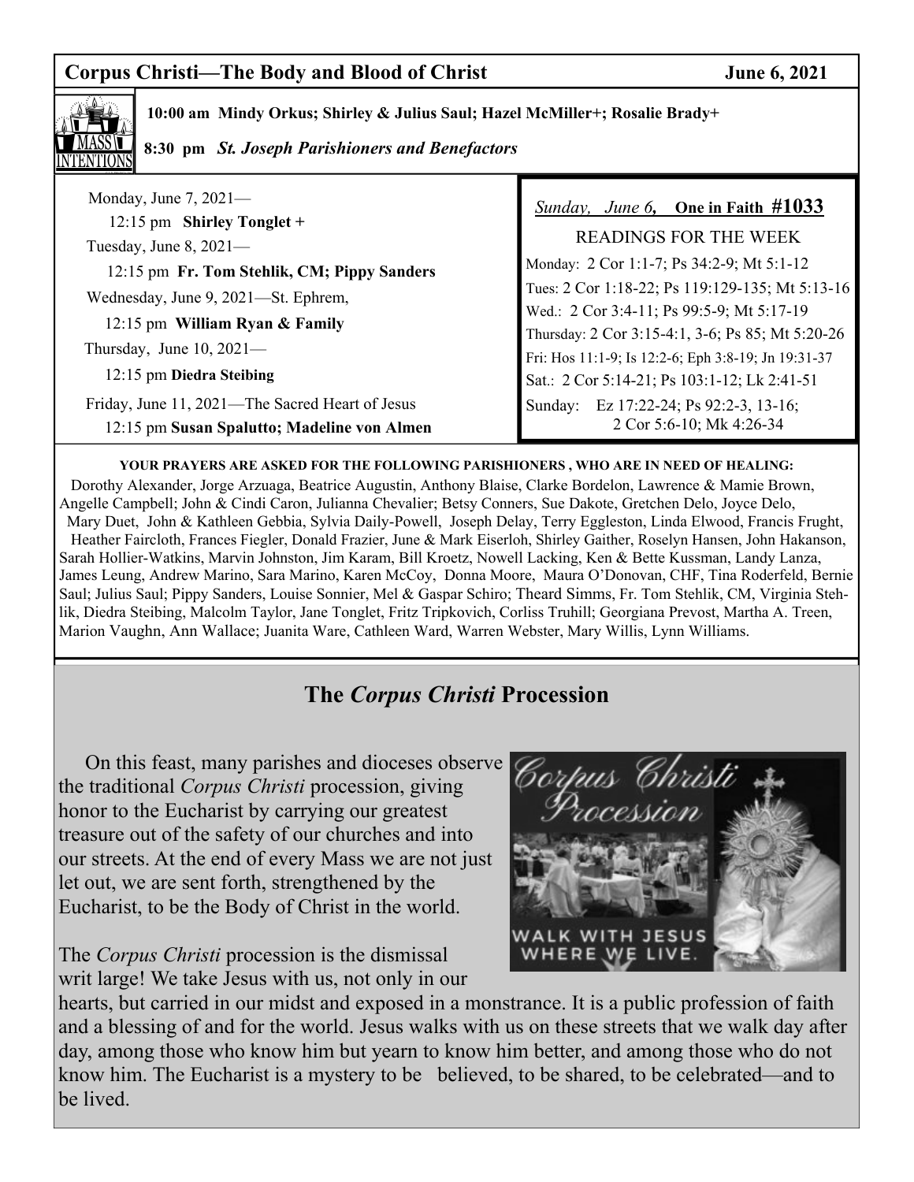**Corpus Christi—The Body and Blood of Christ** **June 6, 2021**

MASS INTENTIONS

**10:00 am Mindy Orkus; Shirley & Julius Saul; Hazel McMiller+; Rosalie Brady+**

**8:30 pm** ***St. Joseph Parishioners and Benefactors***

Monday, June 7, 2021—

12:15 pm **Shirley Tonglet +**

Tuesday, June 8, 2021—

12:15 pm **Fr. Tom Stehlik, CM; Pippy Sanders**

Wednesday, June 9, 2021—St. Ephrem,

12:15 pm **William Ryan & Family**

Thursday, June 10, 2021—

12:15 pm **Diedra Steibing**

Friday, June 11, 2021—The Sacred Heart of Jesus

12:15 pm **Susan Spalutto; Madeline von Almen**

*Sunday, June 6*, **One in Faith #1033**

READINGS FOR THE WEEK

Monday: 2 Cor 1:1-7; Ps 34:2-9; Mt 5:1-12

Tues: 2 Cor 1:18-22; Ps 119:129-135; Mt 5:13-16

Wed.: 2 Cor 3:4-11; Ps 99:5-9; Mt 5:17-19

Thursday: 2 Cor 3:15-4:1, 3-6; Ps 85; Mt 5:20-26

Fri: Hos 11:1-9; Is 12:2-6; Eph 3:8-19; Jn 19:31-37

Sat.: 2 Cor 5:14-21; Ps 103:1-12; Lk 2:41-51

Sunday: Ez 17:22-24; Ps 92:2-3, 13-16; 2 Cor 5:6-10; Mk 4:26-34

**YOUR PRAYERS ARE ASKED FOR THE FOLLOWING PARISHIONERS , WHO ARE IN NEED OF HEALING:**

Dorothy Alexander, Jorge Arzuaga, Beatrice Augustin, Anthony Blaise, Clarke Bordelon, Lawrence & Mamie Brown, Angelle Campbell; John & Cindi Caron, Julianna Chevalier; Betsy Conners, Sue Dakote, Gretchen Delo, Joyce Delo, Mary Duet, John & Kathleen Gebbia, Sylvia Daily-Powell, Joseph Delay, Terry Eggleston, Linda Elwood, Francis Frught, Heather Faircloth, Frances Fiegler, Donald Frazier, June & Mark Eiserloh, Shirley Gaither, Roselyn Hansen, John Hakanson, Sarah Hollier-Watkins, Marvin Johnston, Jim Karam, Bill Kroetz, Nowell Lacking, Ken & Bette Kussman, Landy Lanza, James Leung, Andrew Marino, Sara Marino, Karen McCoy, Donna Moore, Maura O'Donovan, CHF, Tina Roderfeld, Bernie Saul; Julius Saul; Pippy Sanders, Louise Sonnier, Mel & Gaspar Schiro; Theard Simms, Fr. Tom Stehlik, CM, Virginia Stehlik, Diedra Steibing, Malcolm Taylor, Jane Tonglet, Fritz Tripkovich, Corliss Truhill; Georgiana Prevost, Martha A. Treen, Marion Vaughn, Ann Wallace; Juanita Ware, Cathleen Ward, Warren Webster, Mary Willis, Lynn Williams.

## The *Corpus Christi* Procession

On this feast, many parishes and dioceses observe the traditional *Corpus Christi* procession, giving honor to the Eucharist by carrying our greatest treasure out of the safety of our churches and into our streets. At the end of every Mass we are not just let out, we are sent forth, strengthened by the Eucharist, to be the Body of Christ in the world.

Corpus Christi Procession

WALK WITH JESUS WHERE WE LIVE.

The *Corpus Christi* procession is the dismissal writ large! We take Jesus with us, not only in our hearts, but carried in our midst and exposed in a monstrance. It is a public profession of faith and a blessing of and for the world. Jesus walks with us on these streets that we walk day after day, among those who know him but yearn to know him better, and among those who do not know him. The Eucharist is a mystery to be believed, to be shared, to be celebrated—and to be lived.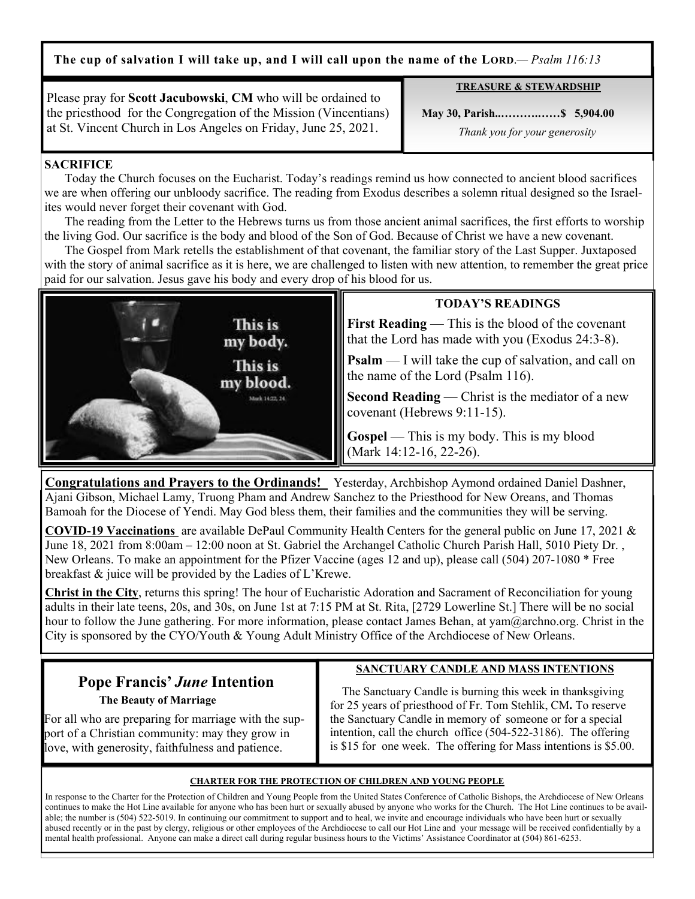**The cup of salvation I will take up, and I will call upon the name of the LORD.**— *Psalm 116:13*

Please pray for **Scott Jacubowski**, **CM** who will be ordained to the priesthood for the Congregation of the Mission (Vincentians) at St. Vincent Church in Los Angeles on Friday, June 25, 2021.

**TREASURE & STEWARDSHIP**

**May 30, Parish..………..……$ 5,904.00**

*Thank you for your generosity*

**SACRIFICE**

Today the Church focuses on the Eucharist. Today's readings remind us how connected to ancient blood sacrifices we are when offering our unbloody sacrifice. The reading from Exodus describes a solemn ritual designed so the Israelites would never forget their covenant with God.

The reading from the Letter to the Hebrews turns us from those ancient animal sacrifices, the first efforts to worship the living God. Our sacrifice is the body and blood of the Son of God. Because of Christ we have a new covenant.

The Gospel from Mark retells the establishment of that covenant, the familiar story of the Last Supper. Juxtaposed with the story of animal sacrifice as it is here, we are challenged to listen with new attention, to remember the great price paid for our salvation. Jesus gave his body and every drop of his blood for us.

This is my body. This is my blood. Mark 14:22, 24.

**TODAY'S READINGS**

**First Reading** — This is the blood of the covenant that the Lord has made with you (Exodus 24:3-8).

**Psalm** — I will take the cup of salvation, and call on the name of the Lord (Psalm 116).

**Second Reading** — Christ is the mediator of a new covenant (Hebrews 9:11-15).

**Gospel** — This is my body. This is my blood (Mark 14:12-16, 22-26).

**Congratulations and Prayers to the Ordinands!** Yesterday, Archbishop Aymond ordained Daniel Dashner, Ajani Gibson, Michael Lamy, Truong Pham and Andrew Sanchez to the Priesthood for New Oreans, and Thomas Bamoah for the Diocese of Yendi. May God bless them, their families and the communities they will be serving.

**COVID-19 Vaccinations** are available DePaul Community Health Centers for the general public on June 17, 2021 & June 18, 2021 from 8:00am – 12:00 noon at St. Gabriel the Archangel Catholic Church Parish Hall, 5010 Piety Dr. , New Orleans. To make an appointment for the Pfizer Vaccine (ages 12 and up), please call (504) 207-1080 * Free breakfast & juice will be provided by the Ladies of L'Krewe.

**Christ in the City**, returns this spring! The hour of Eucharistic Adoration and Sacrament of Reconciliation for young adults in their late teens, 20s, and 30s, on June 1st at 7:15 PM at St. Rita, [2729 Lowerline St.] There will be no social hour to follow the June gathering. For more information, please contact James Behan, at yam@archno.org. Christ in the City is sponsored by the CYO/Youth & Young Adult Ministry Office of the Archdiocese of New Orleans.

## Pope Francis' *June* Intention

**The Beauty of Marriage**

For all who are preparing for marriage with the support of a Christian community: may they grow in love, with generosity, faithfulness and patience.

**SANCTUARY CANDLE AND MASS INTENTIONS**

The Sanctuary Candle is burning this week in thanksgiving for 25 years of priesthood of Fr. Tom Stehlik, CM**.** To reserve the Sanctuary Candle in memory of someone or for a special intention, call the church office (504-522-3186). The offering is $15 for one week. The offering for Mass intentions is $5.00.

**CHARTER FOR THE PROTECTION OF CHILDREN AND YOUNG PEOPLE**

In response to the Charter for the Protection of Children and Young People from the United States Conference of Catholic Bishops, the Archdiocese of New Orleans continues to make the Hot Line available for anyone who has been hurt or sexually abused by anyone who works for the Church. The Hot Line continues to be available; the number is (504) 522-5019. In continuing our commitment to support and to heal, we invite and encourage individuals who have been hurt or sexually abused recently or in the past by clergy, religious or other employees of the Archdiocese to call our Hot Line and your message will be received confidentially by a mental health professional. Anyone can make a direct call during regular business hours to the Victims' Assistance Coordinator at (504) 861-6253.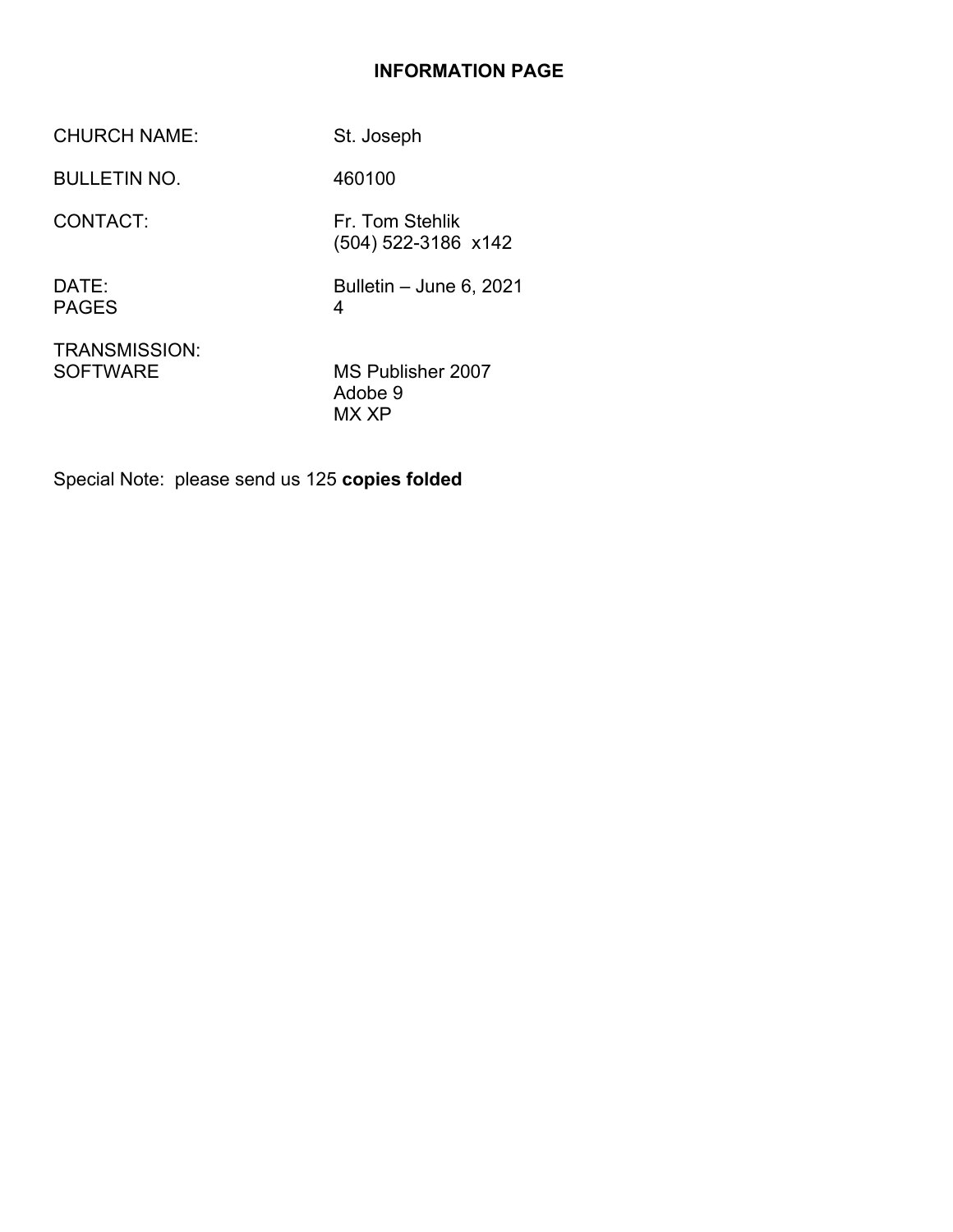# INFORMATION PAGE

| | |
|---|---|
| CHURCH NAME: | St. Joseph |
| BULLETIN NO. | 460100 |
| CONTACT: | Fr. Tom Stehlik<br>(504) 522-3186 x142 |
| DATE:<br>PAGES | Bulletin – June 6, 2021<br>4 |
| TRANSMISSION:<br>SOFTWARE | MS Publisher 2007<br>Adobe 9<br>MX XP |

Special Note: please send us 125 **copies folded**